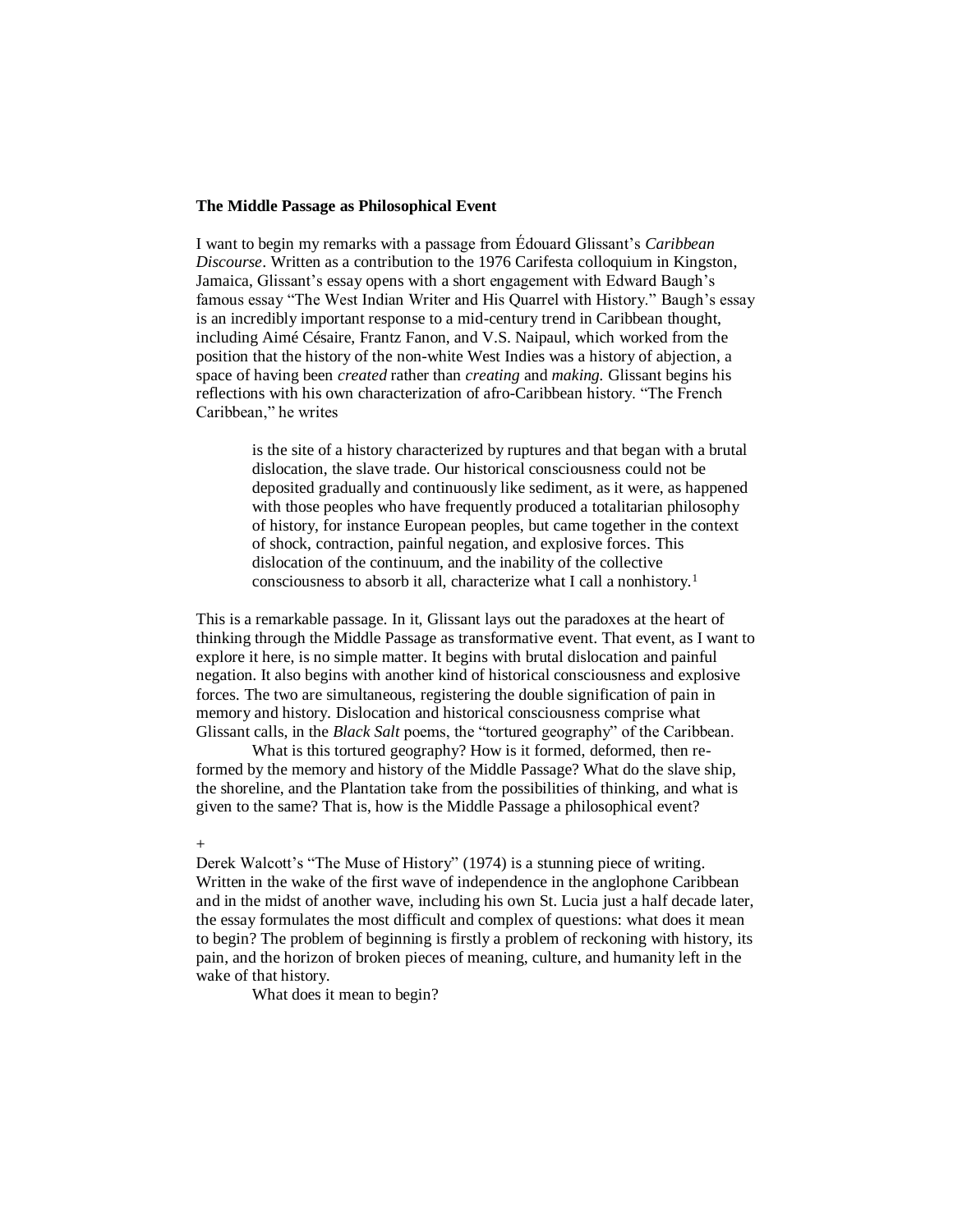**The Middle Passage as Philosophical Event**

I want to begin my remarks with a passage from Édouard Glissant's *Caribbean Discourse*. Written as a contribution to the 1976 Carifesta colloquium in Kingston, Jamaica, Glissant's essay opens with a short engagement with Edward Baugh's famous essay "The West Indian Writer and His Quarrel with History." Baugh's essay is an incredibly important response to a mid-century trend in Caribbean thought, including Aimé Césaire, Frantz Fanon, and V.S. Naipaul, which worked from the position that the history of the non-white West Indies was a history of abjection, a space of having been *created* rather than *creating* and *making.* Glissant begins his reflections with his own characterization of afro-Caribbean history. "The French Caribbean," he writes

> is the site of a history characterized by ruptures and that began with a brutal dislocation, the slave trade. Our historical consciousness could not be deposited gradually and continuously like sediment, as it were, as happened with those peoples who have frequently produced a totalitarian philosophy of history, for instance European peoples, but came together in the context of shock, contraction, painful negation, and explosive forces. This dislocation of the continuum, and the inability of the collective consciousness to absorb it all, characterize what I call a nonhistory.[1]

This is a remarkable passage. In it, Glissant lays out the paradoxes at the heart of thinking through the Middle Passage as transformative event. That event, as I want to explore it here, is no simple matter. It begins with brutal dislocation and painful negation. It also begins with another kind of historical consciousness and explosive forces. The two are simultaneous, registering the double signification of pain in memory and history. Dislocation and historical consciousness comprise what Glissant calls, in the *Black Salt* poems, the "tortured geography" of the Caribbean.

What is this tortured geography? How is it formed, deformed, then re-formed by the memory and history of the Middle Passage? What do the slave ship, the shoreline, and the Plantation take from the possibilities of thinking, and what is given to the same? That is, how is the Middle Passage a philosophical event?

+

Derek Walcott's "The Muse of History" (1974) is a stunning piece of writing. Written in the wake of the first wave of independence in the anglophone Caribbean and in the midst of another wave, including his own St. Lucia just a half decade later, the essay formulates the most difficult and complex of questions: what does it mean to begin? The problem of beginning is firstly a problem of reckoning with history, its pain, and the horizon of broken pieces of meaning, culture, and humanity left in the wake of that history.

What does it mean to begin?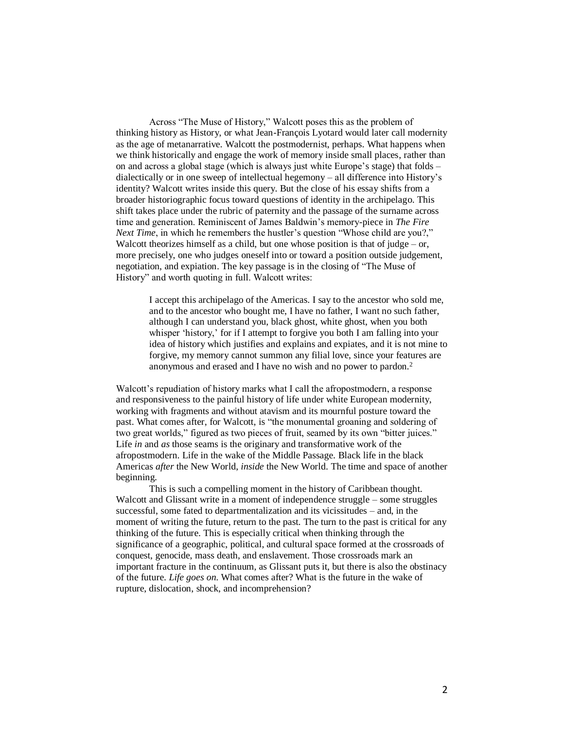Across "The Muse of History," Walcott poses this as the problem of thinking history as History, or what Jean-François Lyotard would later call modernity as the age of metanarrative. Walcott the postmodernist, perhaps. What happens when we think historically and engage the work of memory inside small places, rather than on and across a global stage (which is always just white Europe's stage) that folds – dialectically or in one sweep of intellectual hegemony – all difference into History's identity? Walcott writes inside this query. But the close of his essay shifts from a broader historiographic focus toward questions of identity in the archipelago. This shift takes place under the rubric of paternity and the passage of the surname across time and generation. Reminiscent of James Baldwin's memory-piece in *The Fire Next Time*, in which he remembers the hustler's question "Whose child are you?," Walcott theorizes himself as a child, but one whose position is that of judge – or, more precisely, one who judges oneself into or toward a position outside judgement, negotiation, and expiation. The key passage is in the closing of "The Muse of History" and worth quoting in full. Walcott writes:

> I accept this archipelago of the Americas. I say to the ancestor who sold me, and to the ancestor who bought me, I have no father, I want no such father, although I can understand you, black ghost, white ghost, when you both whisper 'history,' for if I attempt to forgive you both I am falling into your idea of history which justifies and explains and expiates, and it is not mine to forgive, my memory cannot summon any filial love, since your features are anonymous and erased and I have no wish and no power to pardon.[2]

Walcott's repudiation of history marks what I call the afropostmodern, a response and responsiveness to the painful history of life under white European modernity, working with fragments and without atavism and its mournful posture toward the past. What comes after, for Walcott, is "the monumental groaning and soldering of two great worlds," figured as two pieces of fruit, seamed by its own "bitter juices." Life *in* and *as* those seams is the originary and transformative work of the afropostmodern. Life in the wake of the Middle Passage. Black life in the black Americas *after* the New World, *inside* the New World. The time and space of another beginning.

This is such a compelling moment in the history of Caribbean thought. Walcott and Glissant write in a moment of independence struggle – some struggles successful, some fated to departmentalization and its vicissitudes – and, in the moment of writing the future, return to the past. The turn to the past is critical for any thinking of the future. This is especially critical when thinking through the significance of a geographic, political, and cultural space formed at the crossroads of conquest, genocide, mass death, and enslavement. Those crossroads mark an important fracture in the continuum, as Glissant puts it, but there is also the obstinacy of the future. *Life goes on.* What comes after? What is the future in the wake of rupture, dislocation, shock, and incomprehension?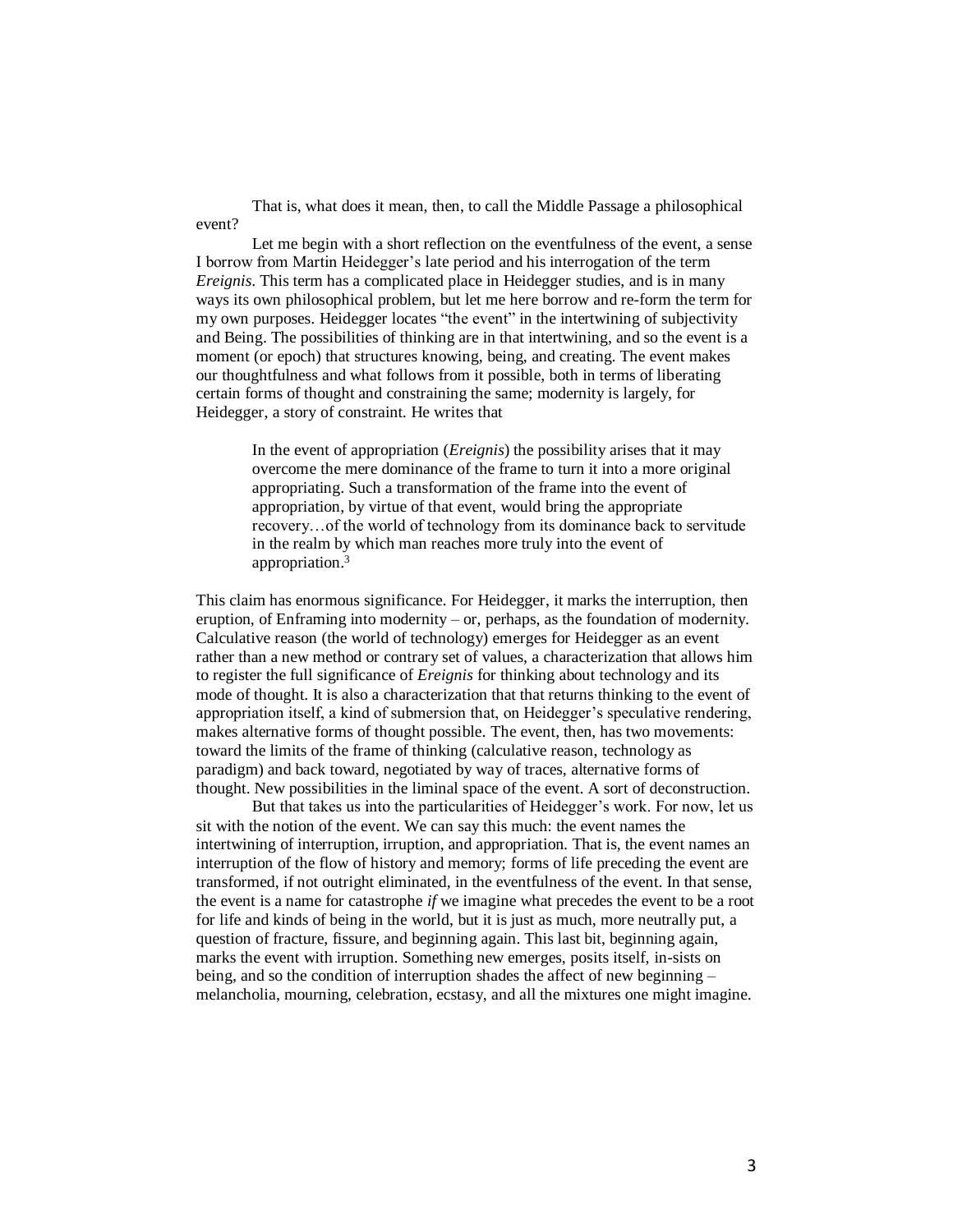That is, what does it mean, then, to call the Middle Passage a philosophical event?

Let me begin with a short reflection on the eventfulness of the event, a sense I borrow from Martin Heidegger's late period and his interrogation of the term *Ereignis*. This term has a complicated place in Heidegger studies, and is in many ways its own philosophical problem, but let me here borrow and re-form the term for my own purposes. Heidegger locates "the event" in the intertwining of subjectivity and Being. The possibilities of thinking are in that intertwining, and so the event is a moment (or epoch) that structures knowing, being, and creating. The event makes our thoughtfulness and what follows from it possible, both in terms of liberating certain forms of thought and constraining the same; modernity is largely, for Heidegger, a story of constraint. He writes that

> In the event of appropriation (*Ereignis*) the possibility arises that it may overcome the mere dominance of the frame to turn it into a more original appropriating. Such a transformation of the frame into the event of appropriation, by virtue of that event, would bring the appropriate recovery…of the world of technology from its dominance back to servitude in the realm by which man reaches more truly into the event of appropriation.[3]

This claim has enormous significance. For Heidegger, it marks the interruption, then eruption, of Enframing into modernity – or, perhaps, as the foundation of modernity. Calculative reason (the world of technology) emerges for Heidegger as an event rather than a new method or contrary set of values, a characterization that allows him to register the full significance of *Ereignis* for thinking about technology and its mode of thought. It is also a characterization that that returns thinking to the event of appropriation itself, a kind of submersion that, on Heidegger's speculative rendering, makes alternative forms of thought possible. The event, then, has two movements: toward the limits of the frame of thinking (calculative reason, technology as paradigm) and back toward, negotiated by way of traces, alternative forms of thought. New possibilities in the liminal space of the event. A sort of deconstruction.

But that takes us into the particularities of Heidegger's work. For now, let us sit with the notion of the event. We can say this much: the event names the intertwining of interruption, irruption, and appropriation. That is, the event names an interruption of the flow of history and memory; forms of life preceding the event are transformed, if not outright eliminated, in the eventfulness of the event. In that sense, the event is a name for catastrophe *if* we imagine what precedes the event to be a root for life and kinds of being in the world, but it is just as much, more neutrally put, a question of fracture, fissure, and beginning again. This last bit, beginning again, marks the event with irruption. Something new emerges, posits itself, in-sists on being, and so the condition of interruption shades the affect of new beginning – melancholia, mourning, celebration, ecstasy, and all the mixtures one might imagine.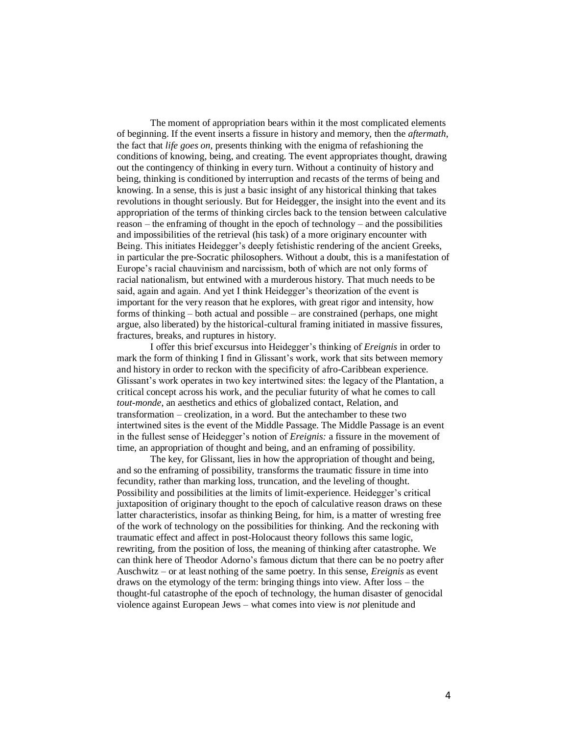The moment of appropriation bears within it the most complicated elements of beginning. If the event inserts a fissure in history and memory, then the *aftermath*, the fact that *life goes on*, presents thinking with the enigma of refashioning the conditions of knowing, being, and creating. The event appropriates thought, drawing out the contingency of thinking in every turn. Without a continuity of history and being, thinking is conditioned by interruption and recasts of the terms of being and knowing. In a sense, this is just a basic insight of any historical thinking that takes revolutions in thought seriously. But for Heidegger, the insight into the event and its appropriation of the terms of thinking circles back to the tension between calculative reason – the enframing of thought in the epoch of technology – and the possibilities and impossibilities of the retrieval (his task) of a more originary encounter with Being. This initiates Heidegger's deeply fetishistic rendering of the ancient Greeks, in particular the pre-Socratic philosophers. Without a doubt, this is a manifestation of Europe's racial chauvinism and narcissism, both of which are not only forms of racial nationalism, but entwined with a murderous history. That much needs to be said, again and again. And yet I think Heidegger's theorization of the event is important for the very reason that he explores, with great rigor and intensity, how forms of thinking – both actual and possible – are constrained (perhaps, one might argue, also liberated) by the historical-cultural framing initiated in massive fissures, fractures, breaks, and ruptures in history.

I offer this brief excursus into Heidegger's thinking of *Ereignis* in order to mark the form of thinking I find in Glissant's work, work that sits between memory and history in order to reckon with the specificity of afro-Caribbean experience. Glissant's work operates in two key intertwined sites: the legacy of the Plantation, a critical concept across his work, and the peculiar futurity of what he comes to call *tout-monde*, an aesthetics and ethics of globalized contact, Relation, and transformation – creolization, in a word. But the antechamber to these two intertwined sites is the event of the Middle Passage. The Middle Passage is an event in the fullest sense of Heidegger's notion of *Ereignis:* a fissure in the movement of time, an appropriation of thought and being, and an enframing of possibility.

The key, for Glissant, lies in how the appropriation of thought and being, and so the enframing of possibility, transforms the traumatic fissure in time into fecundity, rather than marking loss, truncation, and the leveling of thought. Possibility and possibilities at the limits of limit-experience. Heidegger's critical juxtaposition of originary thought to the epoch of calculative reason draws on these latter characteristics, insofar as thinking Being, for him, is a matter of wresting free of the work of technology on the possibilities for thinking. And the reckoning with traumatic effect and affect in post-Holocaust theory follows this same logic, rewriting, from the position of loss, the meaning of thinking after catastrophe. We can think here of Theodor Adorno's famous dictum that there can be no poetry after Auschwitz – or at least nothing of the same poetry. In this sense, *Ereignis* as event draws on the etymology of the term: bringing things into view. After loss – the thought-ful catastrophe of the epoch of technology, the human disaster of genocidal violence against European Jews – what comes into view is *not* plenitude and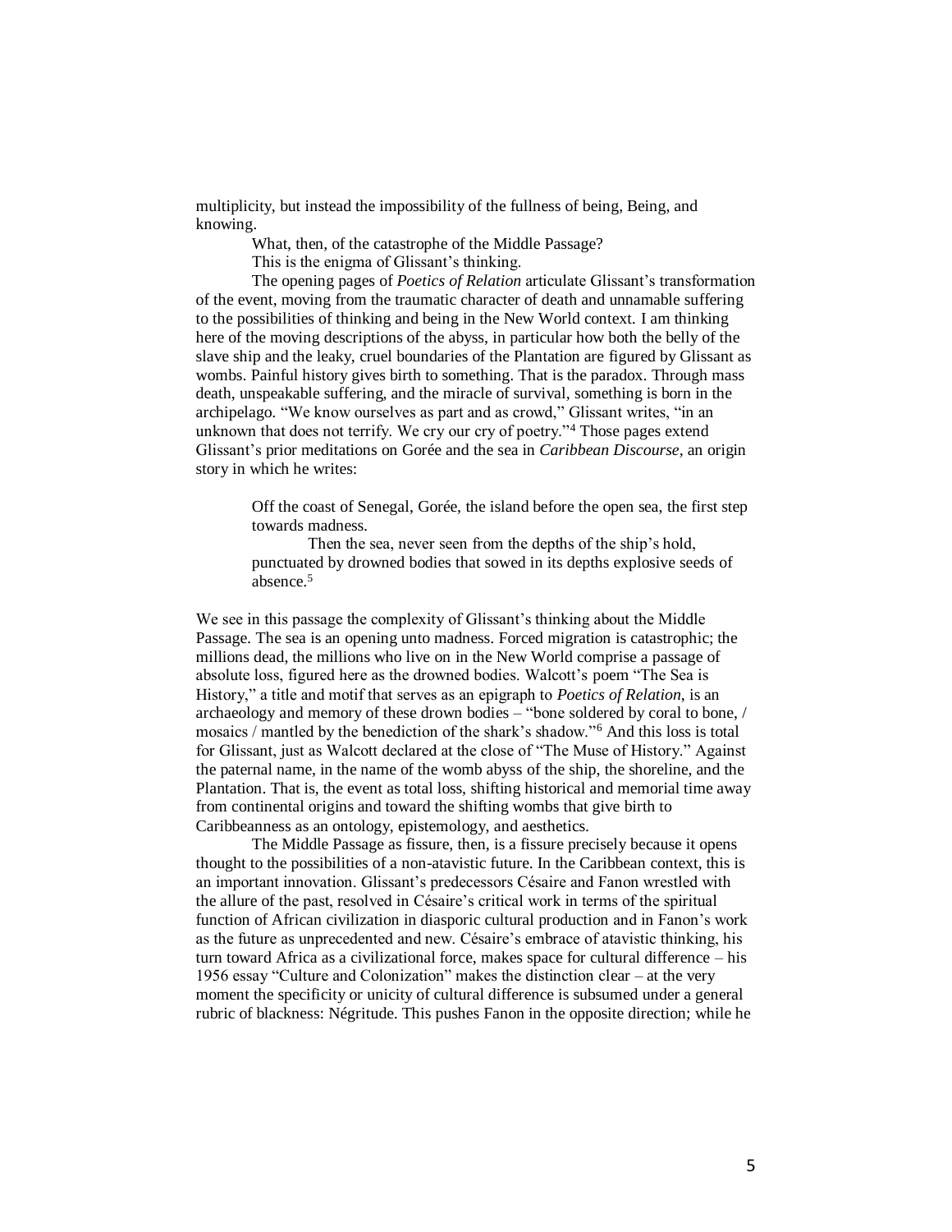multiplicity, but instead the impossibility of the fullness of being, Being, and knowing.

What, then, of the catastrophe of the Middle Passage?

This is the enigma of Glissant's thinking.

The opening pages of *Poetics of Relation* articulate Glissant's transformation of the event, moving from the traumatic character of death and unnamable suffering to the possibilities of thinking and being in the New World context. I am thinking here of the moving descriptions of the abyss, in particular how both the belly of the slave ship and the leaky, cruel boundaries of the Plantation are figured by Glissant as wombs. Painful history gives birth to something. That is the paradox. Through mass death, unspeakable suffering, and the miracle of survival, something is born in the archipelago. "We know ourselves as part and as crowd," Glissant writes, "in an unknown that does not terrify. We cry our cry of poetry."[4] Those pages extend Glissant's prior meditations on Gorée and the sea in *Caribbean Discourse,* an origin story in which he writes:

> Off the coast of Senegal, Gorée, the island before the open sea, the first step towards madness.
>
> Then the sea, never seen from the depths of the ship's hold, punctuated by drowned bodies that sowed in its depths explosive seeds of absence.[5]

We see in this passage the complexity of Glissant's thinking about the Middle Passage. The sea is an opening unto madness. Forced migration is catastrophic; the millions dead, the millions who live on in the New World comprise a passage of absolute loss, figured here as the drowned bodies. Walcott's poem "The Sea is History," a title and motif that serves as an epigraph to *Poetics of Relation*, is an archaeology and memory of these drown bodies – "bone soldered by coral to bone, / mosaics / mantled by the benediction of the shark's shadow."[6] And this loss is total for Glissant, just as Walcott declared at the close of "The Muse of History." Against the paternal name, in the name of the womb abyss of the ship, the shoreline, and the Plantation. That is, the event as total loss, shifting historical and memorial time away from continental origins and toward the shifting wombs that give birth to Caribbeanness as an ontology, epistemology, and aesthetics.

The Middle Passage as fissure, then, is a fissure precisely because it opens thought to the possibilities of a non-atavistic future. In the Caribbean context, this is an important innovation. Glissant's predecessors Césaire and Fanon wrestled with the allure of the past, resolved in Césaire's critical work in terms of the spiritual function of African civilization in diasporic cultural production and in Fanon's work as the future as unprecedented and new. Césaire's embrace of atavistic thinking, his turn toward Africa as a civilizational force, makes space for cultural difference – his 1956 essay "Culture and Colonization" makes the distinction clear – at the very moment the specificity or unicity of cultural difference is subsumed under a general rubric of blackness: Négritude. This pushes Fanon in the opposite direction; while he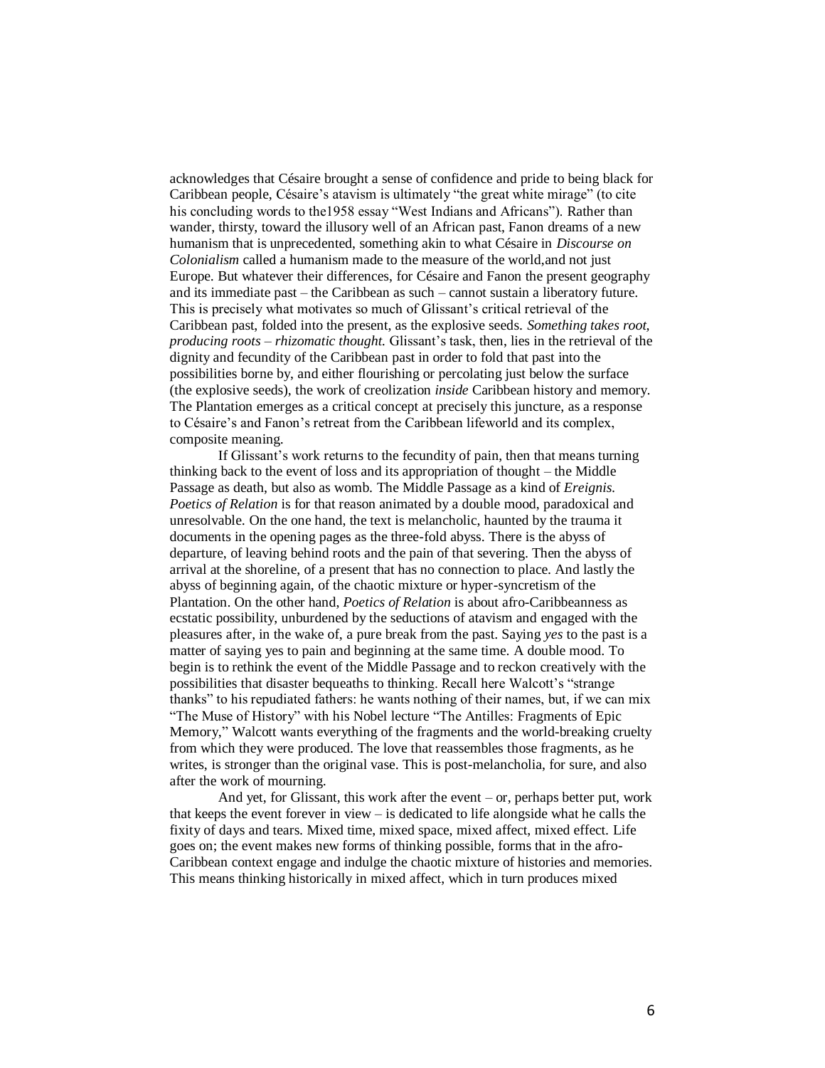acknowledges that Césaire brought a sense of confidence and pride to being black for Caribbean people, Césaire's atavism is ultimately "the great white mirage" (to cite his concluding words to the1958 essay "West Indians and Africans"). Rather than wander, thirsty, toward the illusory well of an African past, Fanon dreams of a new humanism that is unprecedented, something akin to what Césaire in *Discourse on Colonialism* called a humanism made to the measure of the world,and not just Europe. But whatever their differences, for Césaire and Fanon the present geography and its immediate past – the Caribbean as such – cannot sustain a liberatory future. This is precisely what motivates so much of Glissant's critical retrieval of the Caribbean past, folded into the present, as the explosive seeds. *Something takes root, producing roots – rhizomatic thought.* Glissant's task, then, lies in the retrieval of the dignity and fecundity of the Caribbean past in order to fold that past into the possibilities borne by, and either flourishing or percolating just below the surface (the explosive seeds), the work of creolization *inside* Caribbean history and memory. The Plantation emerges as a critical concept at precisely this juncture, as a response to Césaire's and Fanon's retreat from the Caribbean lifeworld and its complex, composite meaning.

If Glissant's work returns to the fecundity of pain, then that means turning thinking back to the event of loss and its appropriation of thought – the Middle Passage as death, but also as womb. The Middle Passage as a kind of *Ereignis. Poetics of Relation* is for that reason animated by a double mood, paradoxical and unresolvable. On the one hand, the text is melancholic, haunted by the trauma it documents in the opening pages as the three-fold abyss. There is the abyss of departure, of leaving behind roots and the pain of that severing. Then the abyss of arrival at the shoreline, of a present that has no connection to place. And lastly the abyss of beginning again, of the chaotic mixture or hyper-syncretism of the Plantation. On the other hand, *Poetics of Relation* is about afro-Caribbeanness as ecstatic possibility, unburdened by the seductions of atavism and engaged with the pleasures after, in the wake of, a pure break from the past. Saying *yes* to the past is a matter of saying yes to pain and beginning at the same time. A double mood. To begin is to rethink the event of the Middle Passage and to reckon creatively with the possibilities that disaster bequeaths to thinking. Recall here Walcott's "strange thanks" to his repudiated fathers: he wants nothing of their names, but, if we can mix "The Muse of History" with his Nobel lecture "The Antilles: Fragments of Epic Memory," Walcott wants everything of the fragments and the world-breaking cruelty from which they were produced. The love that reassembles those fragments, as he writes, is stronger than the original vase. This is post-melancholia, for sure, and also after the work of mourning.

And yet, for Glissant, this work after the event – or, perhaps better put, work that keeps the event forever in view – is dedicated to life alongside what he calls the fixity of days and tears. Mixed time, mixed space, mixed affect, mixed effect. Life goes on; the event makes new forms of thinking possible, forms that in the afro-Caribbean context engage and indulge the chaotic mixture of histories and memories. This means thinking historically in mixed affect, which in turn produces mixed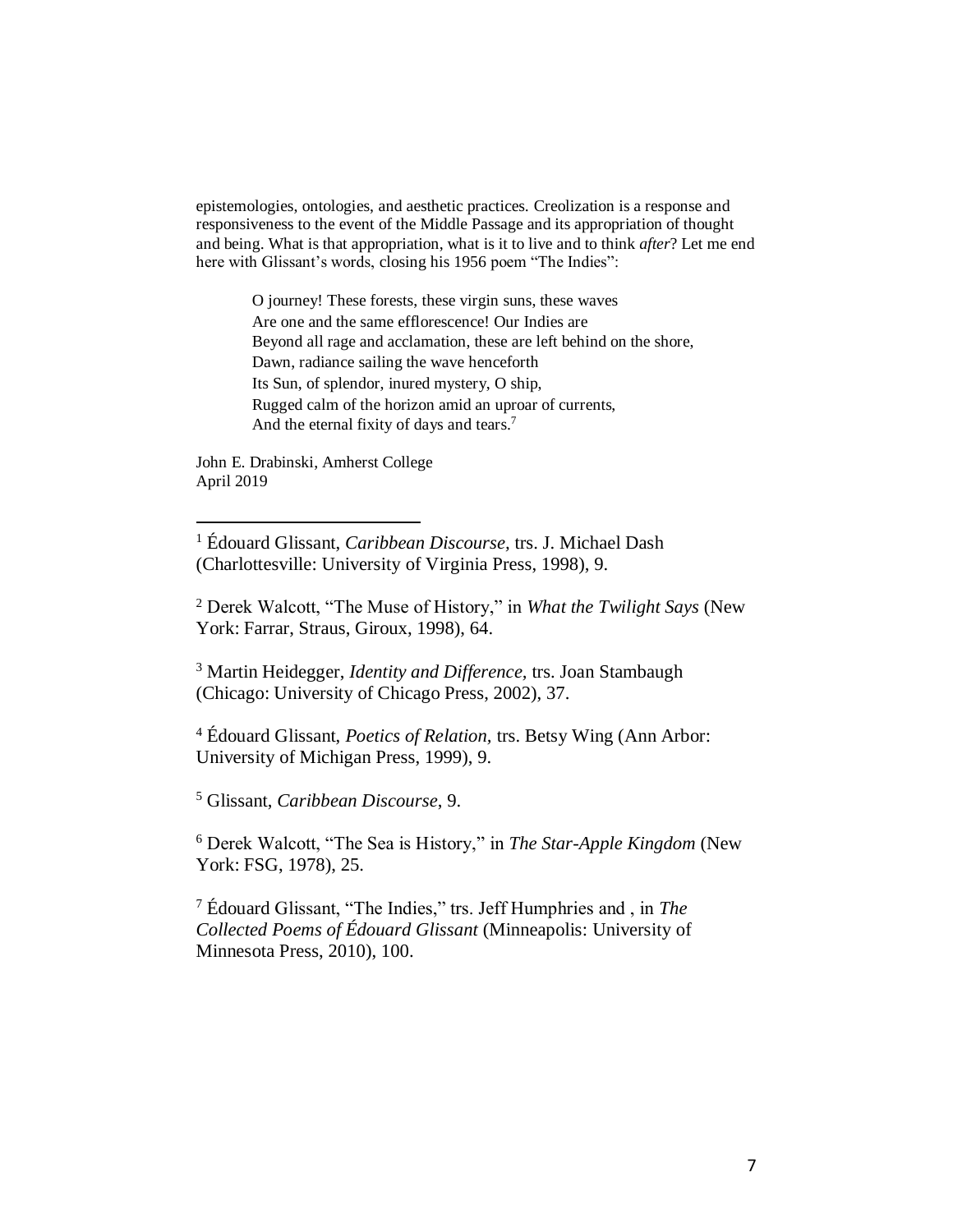epistemologies, ontologies, and aesthetic practices. Creolization is a response and responsiveness to the event of the Middle Passage and its appropriation of thought and being. What is that appropriation, what is it to live and to think *after*? Let me end here with Glissant's words, closing his 1956 poem "The Indies":

> O journey! These forests, these virgin suns, these waves
> Are one and the same efflorescence! Our Indies are
> Beyond all rage and acclamation, these are left behind on the shore,
> Dawn, radiance sailing the wave henceforth
> Its Sun, of splendor, inured mystery, O ship,
> Rugged calm of the horizon amid an uproar of currents,
> And the eternal fixity of days and tears.[7]

John E. Drabinski, Amherst College
April 2019

---

[1] Édouard Glissant, *Caribbean Discourse*, trs. J. Michael Dash (Charlottesville: University of Virginia Press, 1998), 9.

[2] Derek Walcott, "The Muse of History," in *What the Twilight Says* (New York: Farrar, Straus, Giroux, 1998), 64.

[3] Martin Heidegger, *Identity and Difference*, trs. Joan Stambaugh (Chicago: University of Chicago Press, 2002), 37.

[4] Édouard Glissant, *Poetics of Relation*, trs. Betsy Wing (Ann Arbor: University of Michigan Press, 1999), 9.

[5] Glissant, *Caribbean Discourse*, 9.

[6] Derek Walcott, "The Sea is History," in *The Star-Apple Kingdom* (New York: FSG, 1978), 25.

[7] Édouard Glissant, "The Indies," trs. Jeff Humphries and , in *The Collected Poems of Édouard Glissant* (Minneapolis: University of Minnesota Press, 2010), 100.